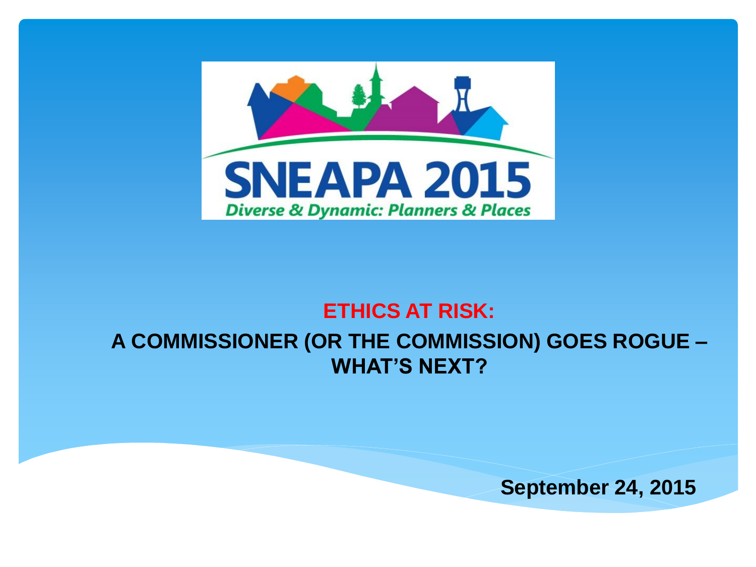SNEAPA 2015

*Diverse & Dynamic: Planners & Places*

# ETHICS AT RISK:

## A COMMISSIONER (OR THE COMMISSION) GOES ROGUE – WHAT'S NEXT?

**September 24, 2015**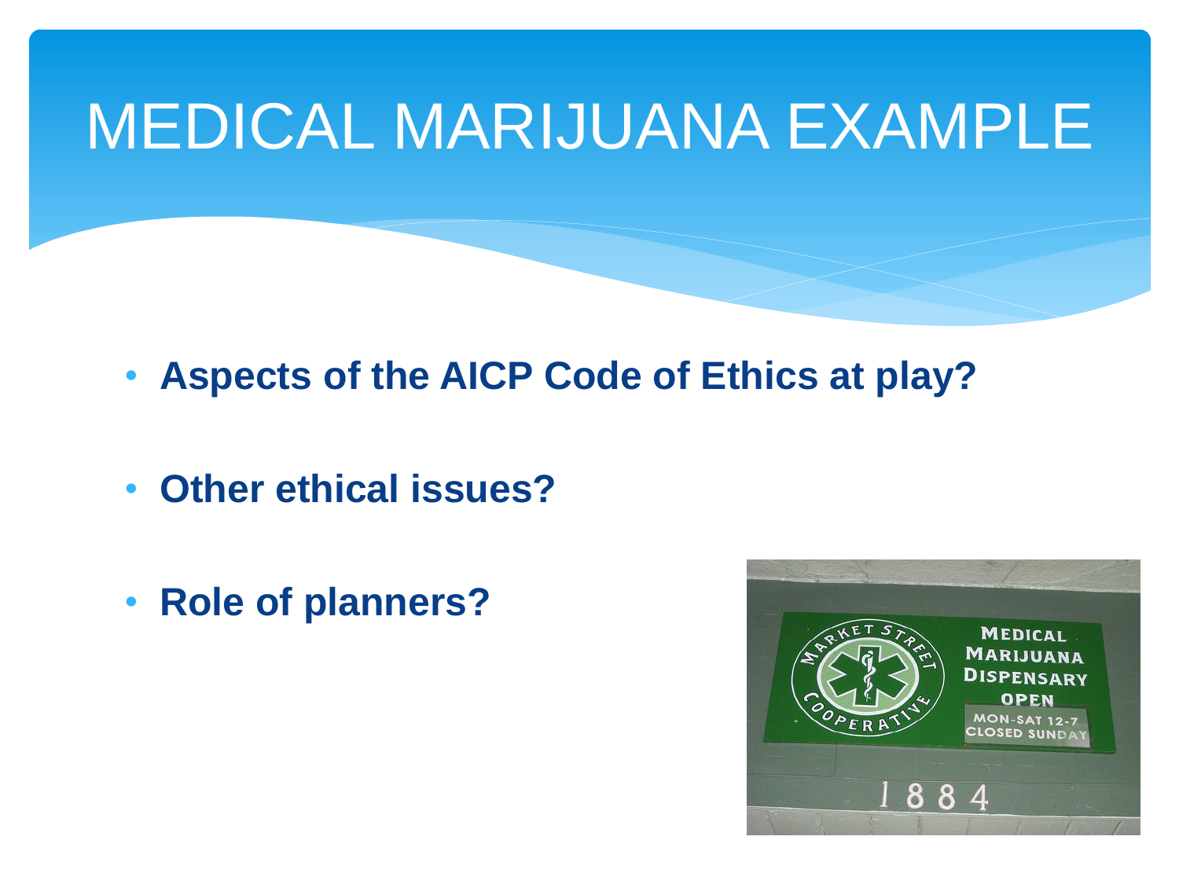# MEDICAL MARIJUANA EXAMPLE

- **Aspects of the AICP Code of Ethics at play?**
- **Other ethical issues?**
- **Role of planners?**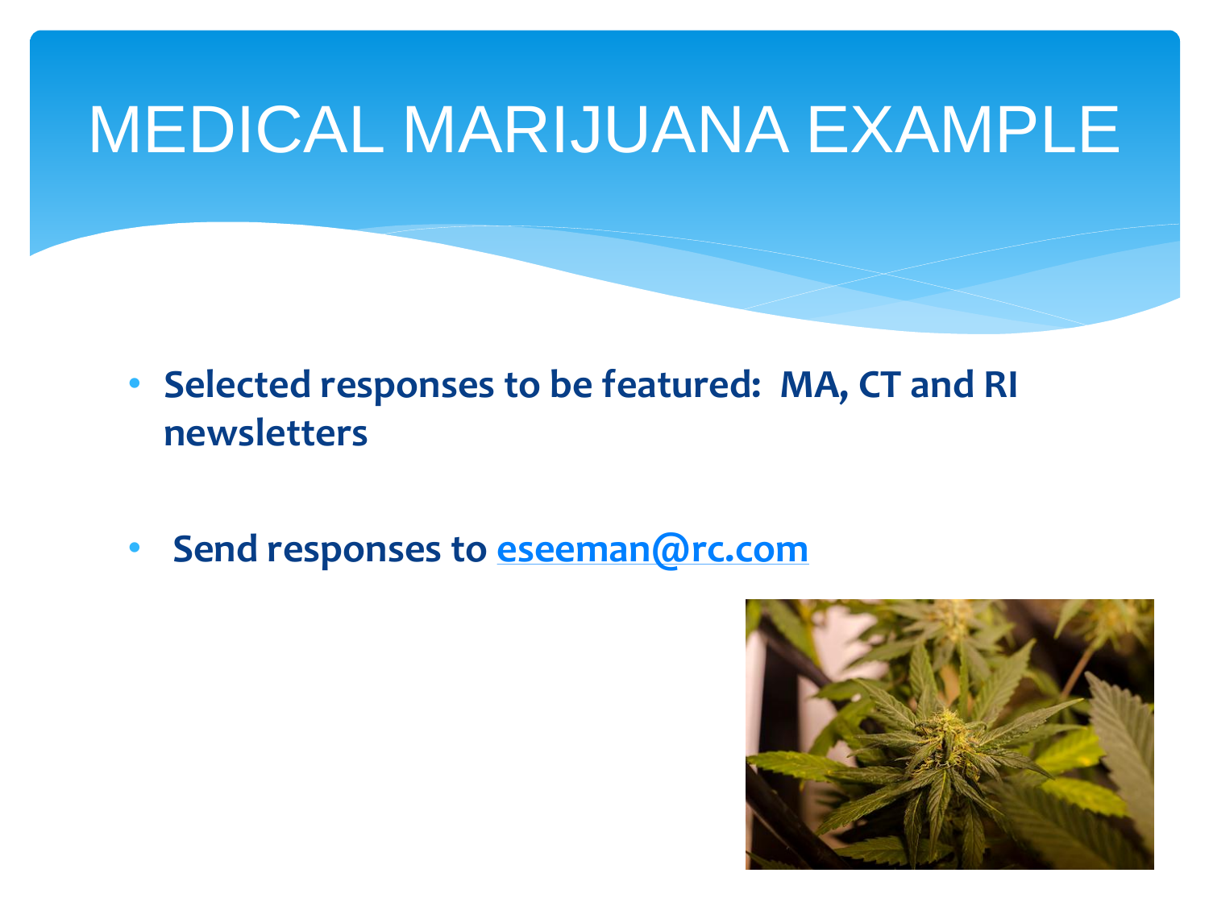# MEDICAL MARIJUANA EXAMPLE

- **Selected responses to be featured: MA, CT and RI newsletters**
- **Send responses to eseeman@rc.com**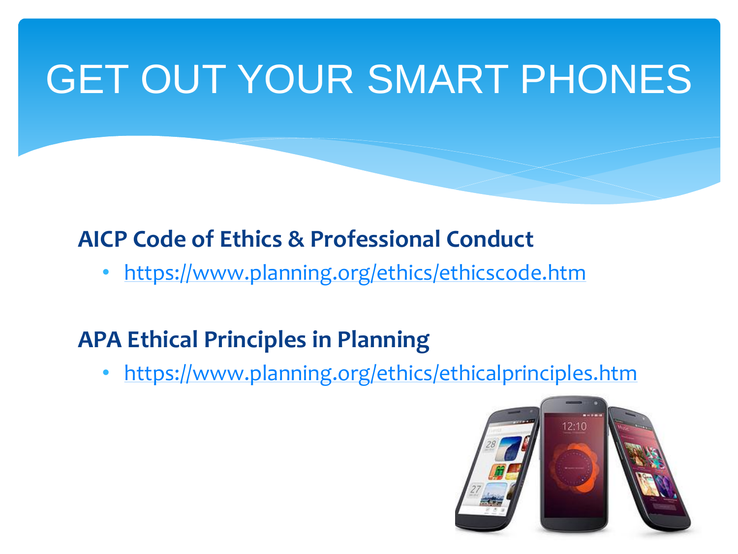# GET OUT YOUR SMART PHONES

**AICP Code of Ethics & Professional Conduct**

- https://www.planning.org/ethics/ethicscode.htm

**APA Ethical Principles in Planning**

- https://www.planning.org/ethics/ethicalprinciples.htm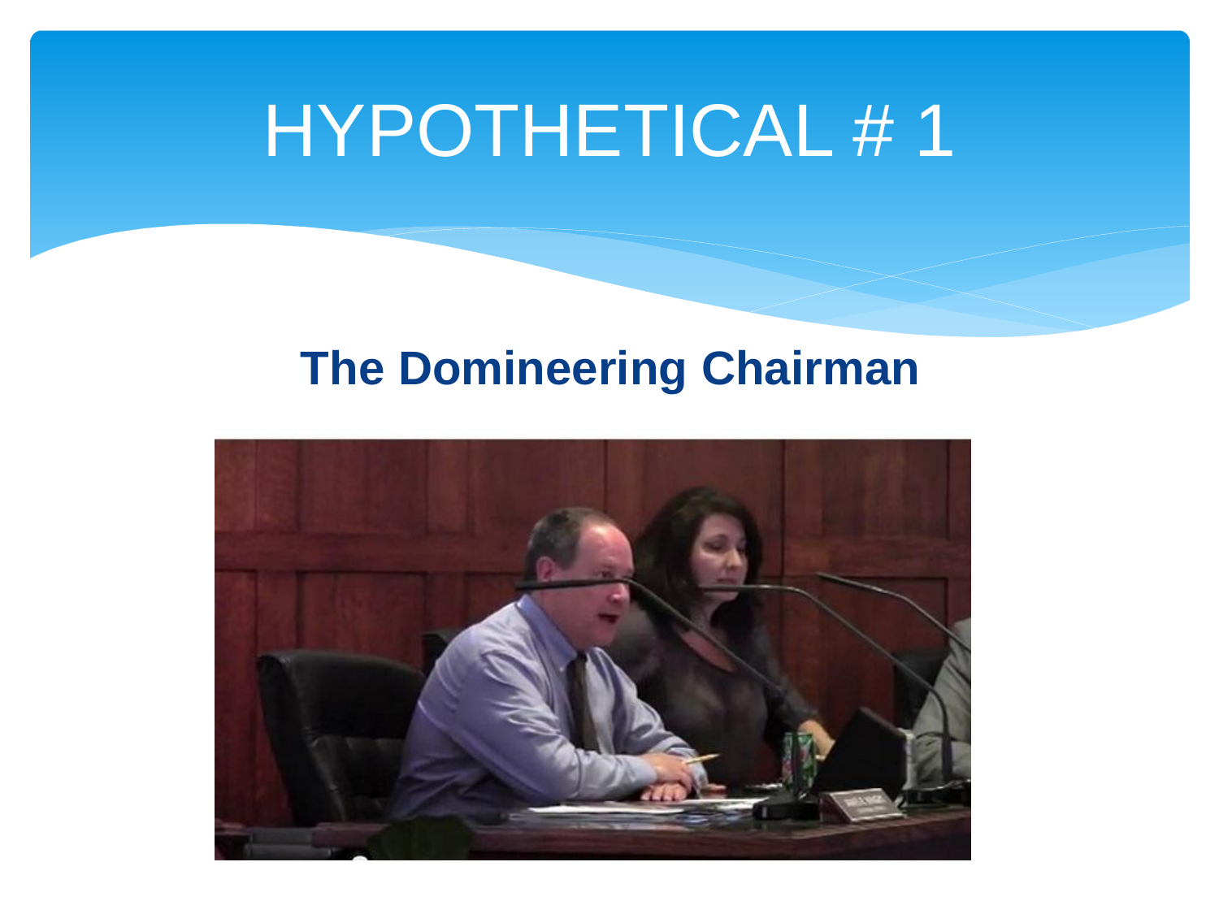# HYPOTHETICAL # 1

## The Domineering Chairman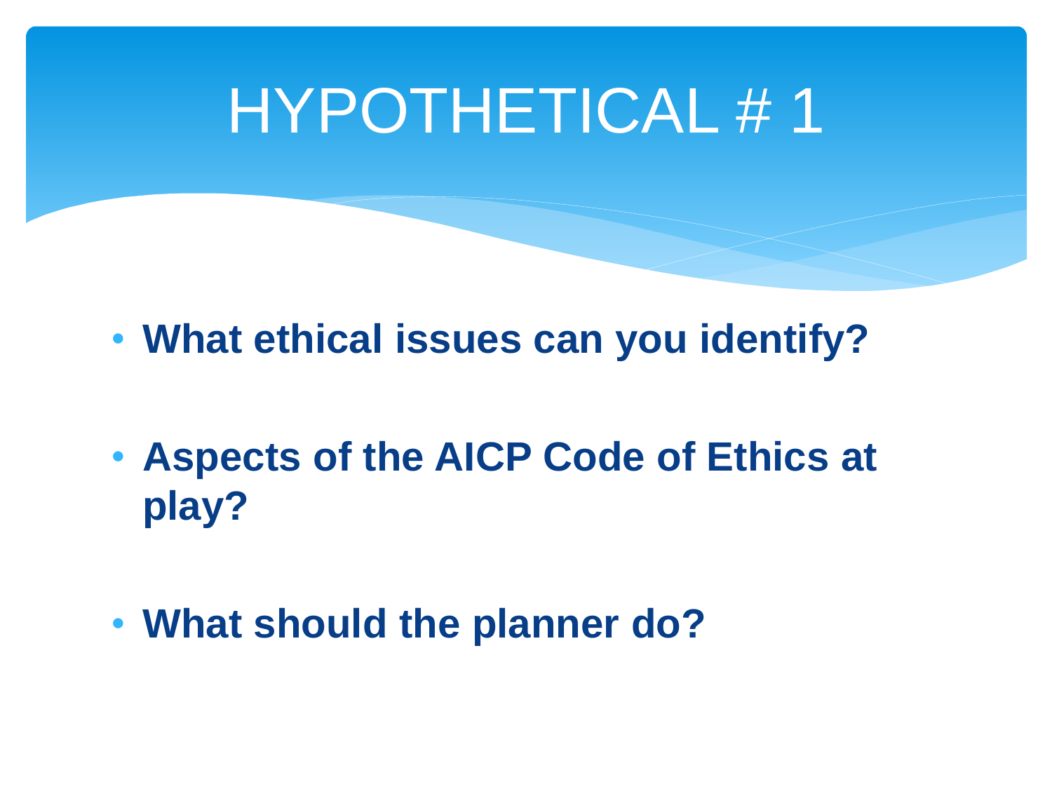# HYPOTHETICAL # 1

- **What ethical issues can you identify?**
- **Aspects of the AICP Code of Ethics at play?**
- **What should the planner do?**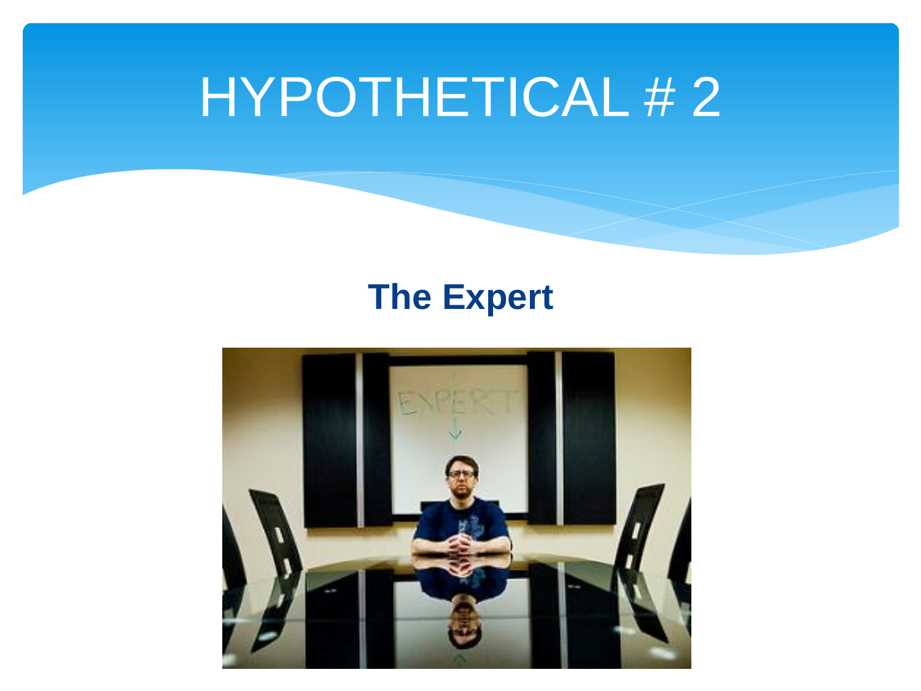# HYPOTHETICAL # 2

**The Expert**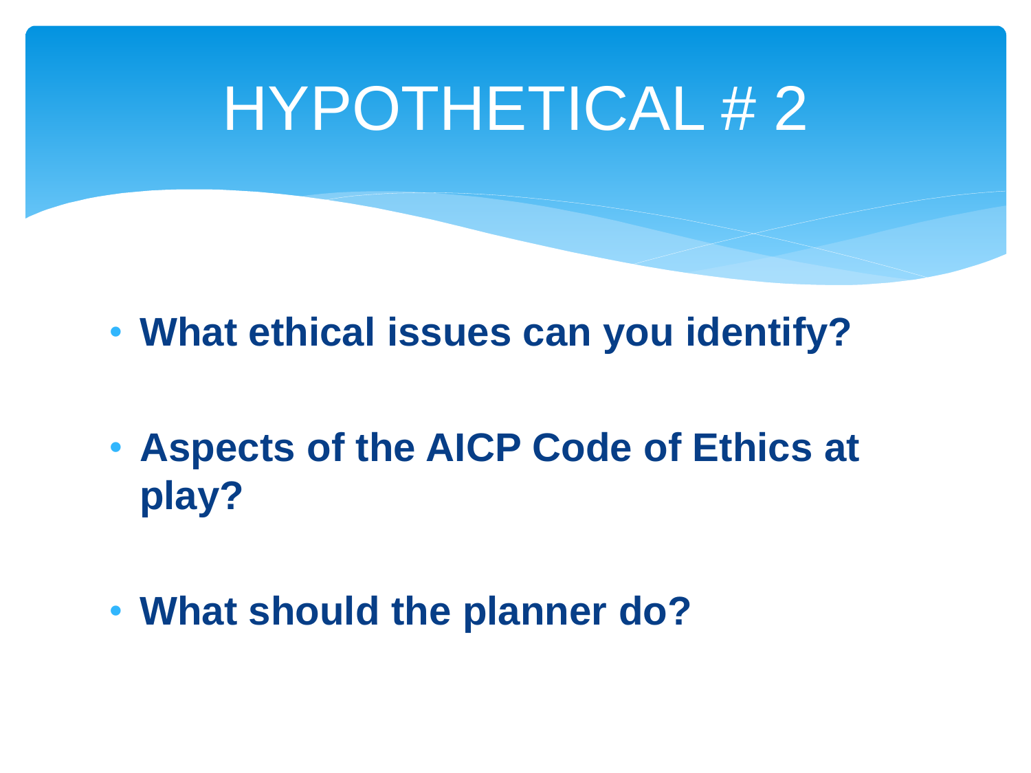# HYPOTHETICAL # 2

- **What ethical issues can you identify?**
- **Aspects of the AICP Code of Ethics at play?**
- **What should the planner do?**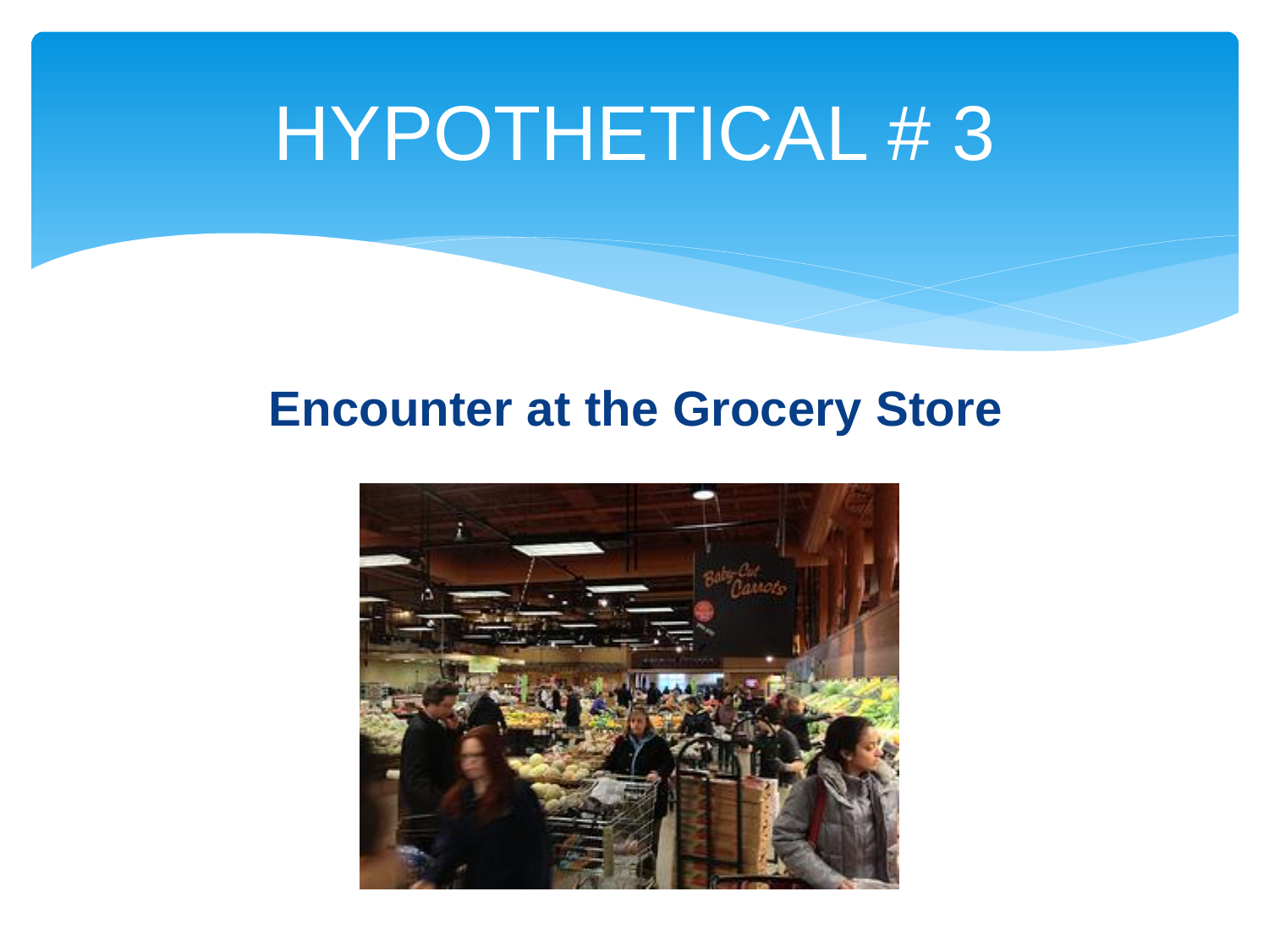# HYPOTHETICAL # 3

**Encounter at the Grocery Store**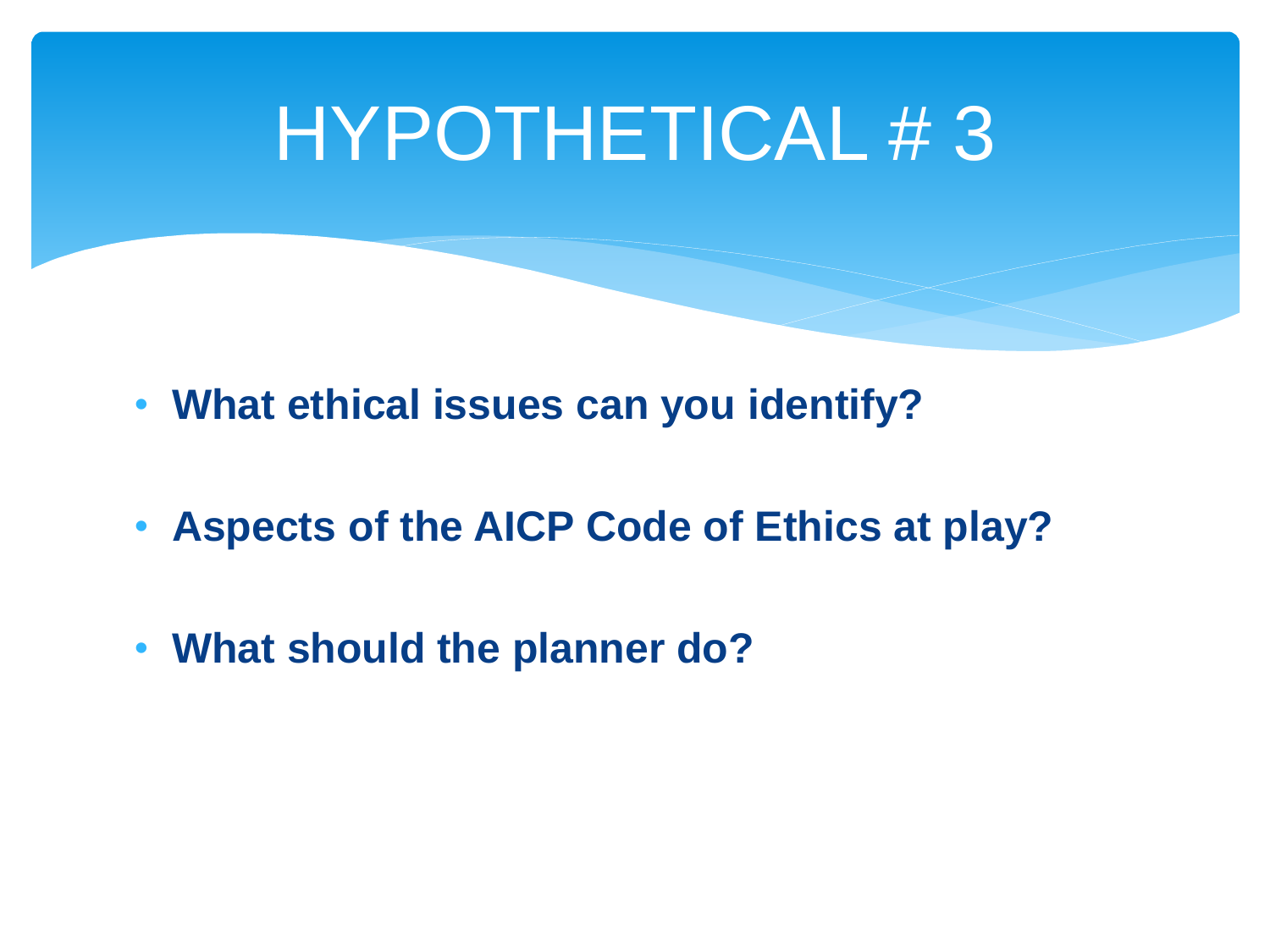# HYPOTHETICAL # 3

- **What ethical issues can you identify?**
- **Aspects of the AICP Code of Ethics at play?**
- **What should the planner do?**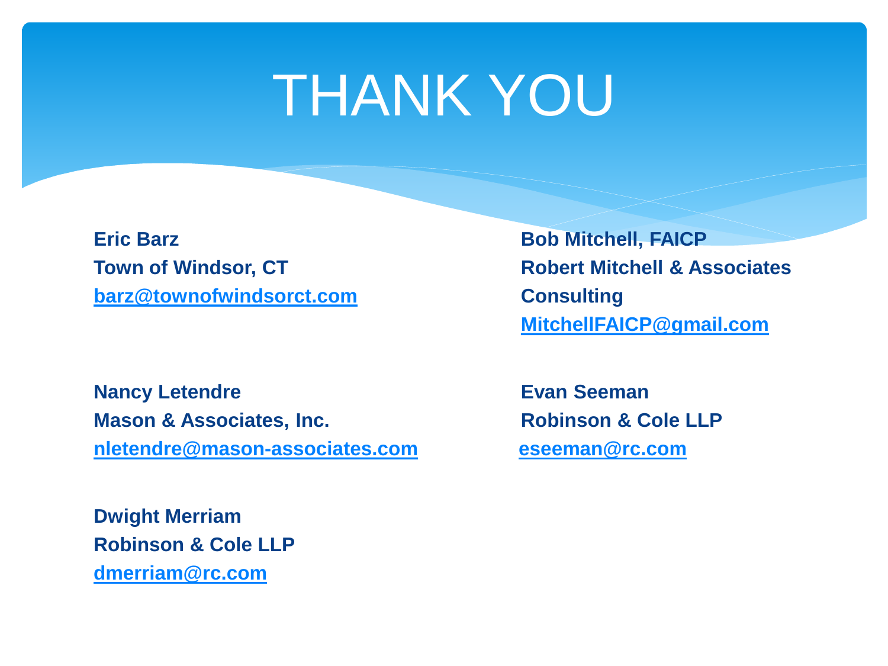# THANK YOU

**Eric Barz**
**Town of Windsor, CT**
**barz@townofwindsorct.com**

**Nancy Letendre**
**Mason & Associates, Inc.**
**nletendre@mason-associates.com**

**Dwight Merriam**
**Robinson & Cole LLP**
**dmerriam@rc.com**

**Bob Mitchell, FAICP**
**Robert Mitchell & Associates Consulting**
**MitchellFAICP@gmail.com**

**Evan Seeman**
**Robinson & Cole LLP**
**eseeman@rc.com**